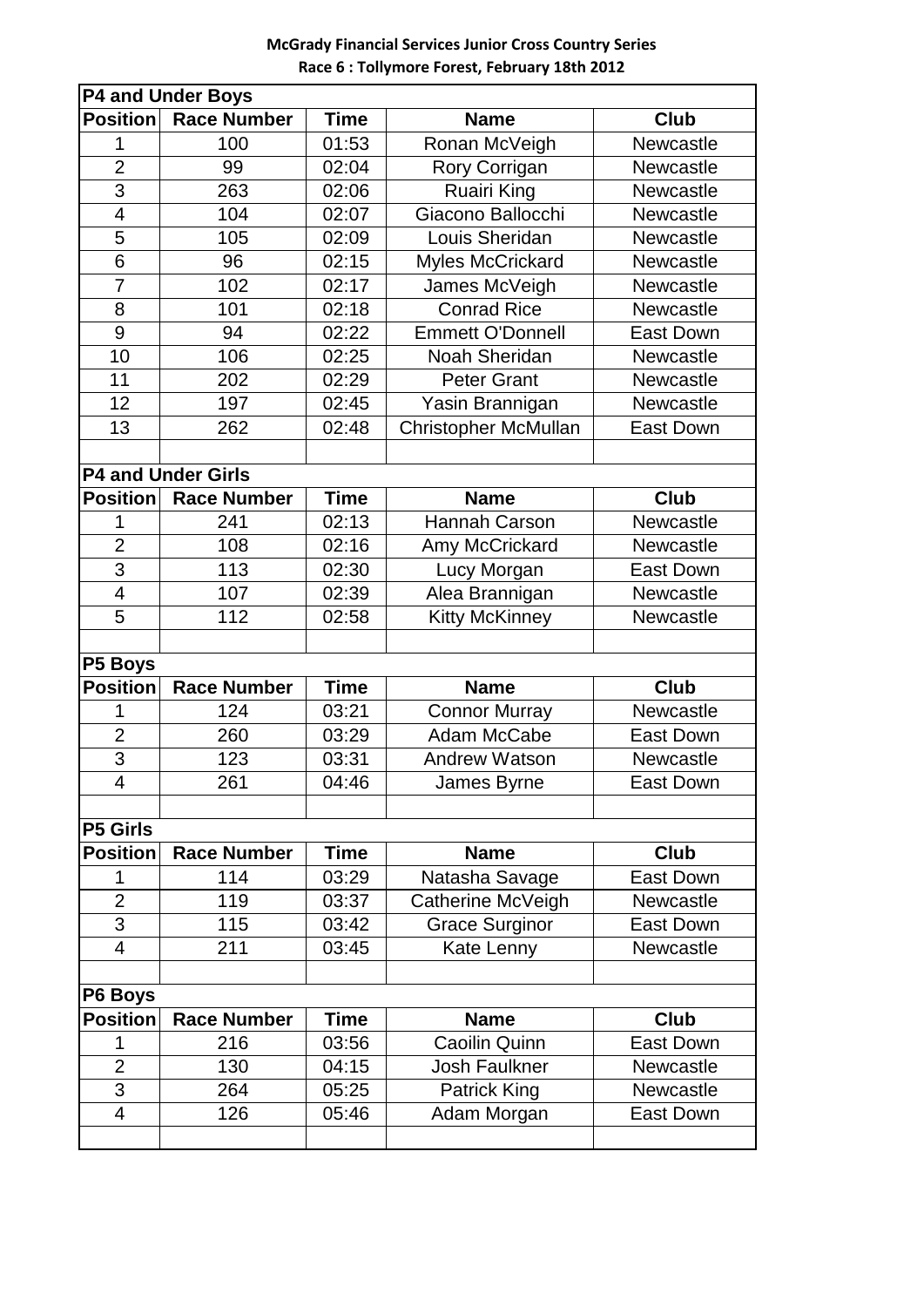**McGrady Financial Services Junior Cross Country Series**
**Race 6 : Tollymore Forest, February 18th 2012**

**P4 and Under Boys**

| Position | Race Number | Time | Name | Club |
|---|---|---|---|---|
| 1 | 100 | 01:53 | Ronan McVeigh | Newcastle |
| 2 | 99 | 02:04 | Rory Corrigan | Newcastle |
| 3 | 263 | 02:06 | Ruairi King | Newcastle |
| 4 | 104 | 02:07 | Giacono Ballocchi | Newcastle |
| 5 | 105 | 02:09 | Louis Sheridan | Newcastle |
| 6 | 96 | 02:15 | Myles McCrickard | Newcastle |
| 7 | 102 | 02:17 | James McVeigh | Newcastle |
| 8 | 101 | 02:18 | Conrad Rice | Newcastle |
| 9 | 94 | 02:22 | Emmett O'Donnell | East Down |
| 10 | 106 | 02:25 | Noah Sheridan | Newcastle |
| 11 | 202 | 02:29 | Peter Grant | Newcastle |
| 12 | 197 | 02:45 | Yasin Brannigan | Newcastle |
| 13 | 262 | 02:48 | Christopher McMullan | East Down |

**P4 and Under Girls**

| Position | Race Number | Time | Name | Club |
|---|---|---|---|---|
| 1 | 241 | 02:13 | Hannah Carson | Newcastle |
| 2 | 108 | 02:16 | Amy McCrickard | Newcastle |
| 3 | 113 | 02:30 | Lucy Morgan | East Down |
| 4 | 107 | 02:39 | Alea Brannigan | Newcastle |
| 5 | 112 | 02:58 | Kitty McKinney | Newcastle |

**P5 Boys**

| Position | Race Number | Time | Name | Club |
|---|---|---|---|---|
| 1 | 124 | 03:21 | Connor Murray | Newcastle |
| 2 | 260 | 03:29 | Adam McCabe | East Down |
| 3 | 123 | 03:31 | Andrew Watson | Newcastle |
| 4 | 261 | 04:46 | James Byrne | East Down |

**P5 Girls**

| Position | Race Number | Time | Name | Club |
|---|---|---|---|---|
| 1 | 114 | 03:29 | Natasha Savage | East Down |
| 2 | 119 | 03:37 | Catherine McVeigh | Newcastle |
| 3 | 115 | 03:42 | Grace Surginor | East Down |
| 4 | 211 | 03:45 | Kate Lenny | Newcastle |

**P6 Boys**

| Position | Race Number | Time | Name | Club |
|---|---|---|---|---|
| 1 | 216 | 03:56 | Caoilin Quinn | East Down |
| 2 | 130 | 04:15 | Josh Faulkner | Newcastle |
| 3 | 264 | 05:25 | Patrick King | Newcastle |
| 4 | 126 | 05:46 | Adam Morgan | East Down |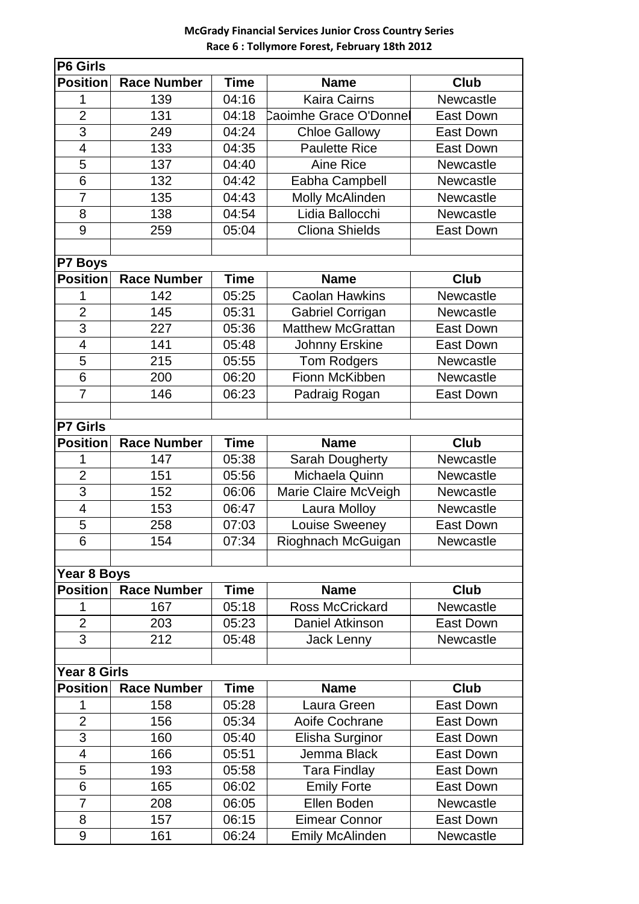**McGrady Financial Services Junior Cross Country Series**
**Race 6 : Tollymore Forest, February 18th 2012**

**P6 Girls**

| Position | Race Number | Time | Name | Club |
|---|---|---|---|---|
| 1 | 139 | 04:16 | Kaira Cairns | Newcastle |
| 2 | 131 | 04:18 | Caoimhe Grace O'Donnel | East Down |
| 3 | 249 | 04:24 | Chloe Gallowy | East Down |
| 4 | 133 | 04:35 | Paulette Rice | East Down |
| 5 | 137 | 04:40 | Aine Rice | Newcastle |
| 6 | 132 | 04:42 | Eabha Campbell | Newcastle |
| 7 | 135 | 04:43 | Molly McAlinden | Newcastle |
| 8 | 138 | 04:54 | Lidia Ballocchi | Newcastle |
| 9 | 259 | 05:04 | Cliona Shields | East Down |

**P7 Boys**

| Position | Race Number | Time | Name | Club |
|---|---|---|---|---|
| 1 | 142 | 05:25 | Caolan Hawkins | Newcastle |
| 2 | 145 | 05:31 | Gabriel Corrigan | Newcastle |
| 3 | 227 | 05:36 | Matthew McGrattan | East Down |
| 4 | 141 | 05:48 | Johnny Erskine | East Down |
| 5 | 215 | 05:55 | Tom Rodgers | Newcastle |
| 6 | 200 | 06:20 | Fionn McKibben | Newcastle |
| 7 | 146 | 06:23 | Padraig Rogan | East Down |

**P7 Girls**

| Position | Race Number | Time | Name | Club |
|---|---|---|---|---|
| 1 | 147 | 05:38 | Sarah Dougherty | Newcastle |
| 2 | 151 | 05:56 | Michaela Quinn | Newcastle |
| 3 | 152 | 06:06 | Marie Claire McVeigh | Newcastle |
| 4 | 153 | 06:47 | Laura Molloy | Newcastle |
| 5 | 258 | 07:03 | Louise Sweeney | East Down |
| 6 | 154 | 07:34 | Rioghnach McGuigan | Newcastle |

**Year 8 Boys**

| Position | Race Number | Time | Name | Club |
|---|---|---|---|---|
| 1 | 167 | 05:18 | Ross McCrickard | Newcastle |
| 2 | 203 | 05:23 | Daniel Atkinson | East Down |
| 3 | 212 | 05:48 | Jack Lenny | Newcastle |

**Year 8 Girls**

| Position | Race Number | Time | Name | Club |
|---|---|---|---|---|
| 1 | 158 | 05:28 | Laura Green | East Down |
| 2 | 156 | 05:34 | Aoife Cochrane | East Down |
| 3 | 160 | 05:40 | Elisha Surginor | East Down |
| 4 | 166 | 05:51 | Jemma Black | East Down |
| 5 | 193 | 05:58 | Tara Findlay | East Down |
| 6 | 165 | 06:02 | Emily Forte | East Down |
| 7 | 208 | 06:05 | Ellen Boden | Newcastle |
| 8 | 157 | 06:15 | Eimear Connor | East Down |
| 9 | 161 | 06:24 | Emily McAlinden | Newcastle |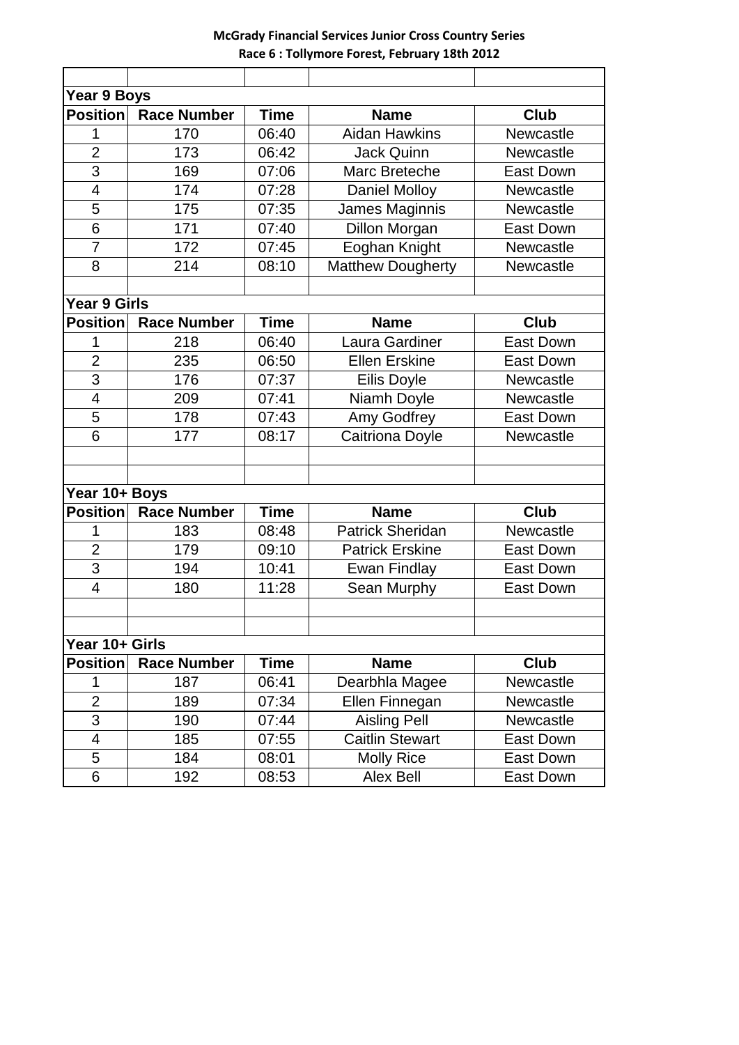**McGrady Financial Services Junior Cross Country Series**
**Race 6 : Tollymore Forest, February 18th 2012**

### Year 9 Boys

| Position | Race Number | Time | Name | Club |
|---|---|---|---|---|
| 1 | 170 | 06:40 | Aidan Hawkins | Newcastle |
| 2 | 173 | 06:42 | Jack Quinn | Newcastle |
| 3 | 169 | 07:06 | Marc Breteche | East Down |
| 4 | 174 | 07:28 | Daniel Molloy | Newcastle |
| 5 | 175 | 07:35 | James Maginnis | Newcastle |
| 6 | 171 | 07:40 | Dillon Morgan | East Down |
| 7 | 172 | 07:45 | Eoghan Knight | Newcastle |
| 8 | 214 | 08:10 | Matthew Dougherty | Newcastle |

### Year 9 Girls

| Position | Race Number | Time | Name | Club |
|---|---|---|---|---|
| 1 | 218 | 06:40 | Laura Gardiner | East Down |
| 2 | 235 | 06:50 | Ellen Erskine | East Down |
| 3 | 176 | 07:37 | Eilis Doyle | Newcastle |
| 4 | 209 | 07:41 | Niamh Doyle | Newcastle |
| 5 | 178 | 07:43 | Amy Godfrey | East Down |
| 6 | 177 | 08:17 | Caitriona Doyle | Newcastle |

### Year 10+ Boys

| Position | Race Number | Time | Name | Club |
|---|---|---|---|---|
| 1 | 183 | 08:48 | Patrick Sheridan | Newcastle |
| 2 | 179 | 09:10 | Patrick Erskine | East Down |
| 3 | 194 | 10:41 | Ewan Findlay | East Down |
| 4 | 180 | 11:28 | Sean Murphy | East Down |

### Year 10+ Girls

| Position | Race Number | Time | Name | Club |
|---|---|---|---|---|
| 1 | 187 | 06:41 | Dearbhla Magee | Newcastle |
| 2 | 189 | 07:34 | Ellen Finnegan | Newcastle |
| 3 | 190 | 07:44 | Aisling Pell | Newcastle |
| 4 | 185 | 07:55 | Caitlin Stewart | East Down |
| 5 | 184 | 08:01 | Molly Rice | East Down |
| 6 | 192 | 08:53 | Alex Bell | East Down |